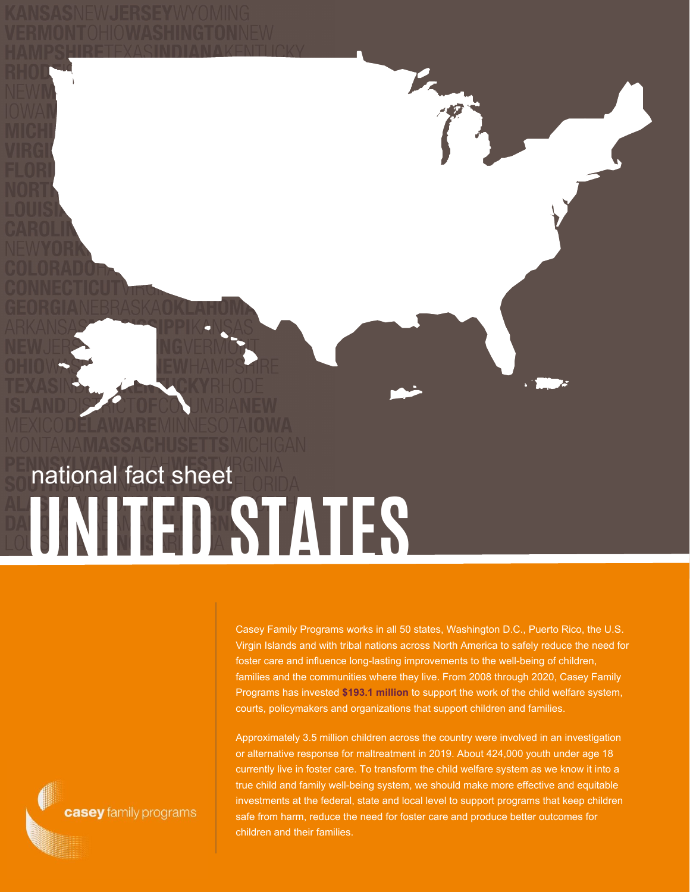national fact sheet

# UNITED STATES

Casey Family Programs works in all 50 states, Washington D.C., Puerto Rico, the U.S. Virgin Islands and with tribal nations across North America to safely reduce the need for foster care and influence long-lasting improvements to the well-being of children, families and the communities where they live. From 2008 through 2020, Casey Family Programs has invested **$193.1 million** to support the work of the child welfare system, courts, policymakers and organizations that support children and families.

Approximately 3.5 million children across the country were involved in an investigation or alternative response for maltreatment in 2019. About 424,000 youth under age 18 currently live in foster care. To transform the child welfare system as we know it into a true child and family well-being system, we should make more effective and equitable investments at the federal, state and local level to support programs that keep children safe from harm, reduce the need for foster care and produce better outcomes for children and their families.

casey family programs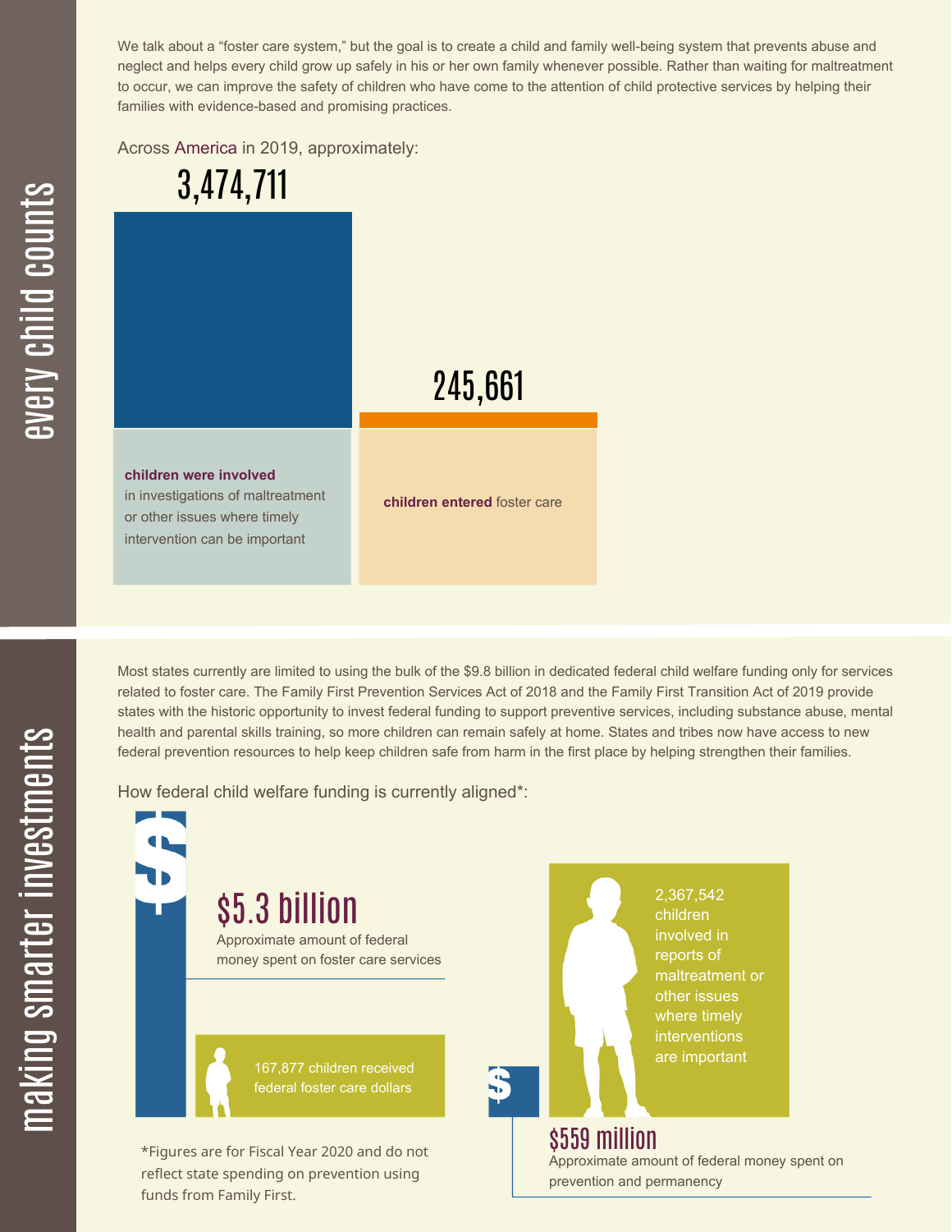## every child counts

We talk about a "foster care system," but the goal is to create a child and family well-being system that prevents abuse and neglect and helps every child grow up safely in his or her own family whenever possible. Rather than waiting for maltreatment to occur, we can improve the safety of children who have come to the attention of child protective services by helping their families with evidence-based and promising practices.

Across America in 2019, approximately:

**3,474,711**

**children were involved** in investigations of maltreatment or other issues where timely intervention can be important

**245,661**

**children entered** foster care

## making smarter investments

Most states currently are limited to using the bulk of the $9.8 billion in dedicated federal child welfare funding only for services related to foster care. The Family First Prevention Services Act of 2018 and the Family First Transition Act of 2019 provide states with the historic opportunity to invest federal funding to support preventive services, including substance abuse, mental health and parental skills training, so more children can remain safely at home. States and tribes now have access to new federal prevention resources to help keep children safe from harm in the first place by helping strengthen their families.

How federal child welfare funding is currently aligned*:

**$5.3 billion**

Approximate amount of federal money spent on foster care services

167,877 children received federal foster care dollars

2,367,542 children involved in reports of maltreatment or other issues where timely interventions are important

**$559 million**

Approximate amount of federal money spent on prevention and permanency

*Figures are for Fiscal Year 2020 and do not reflect state spending on prevention using funds from Family First.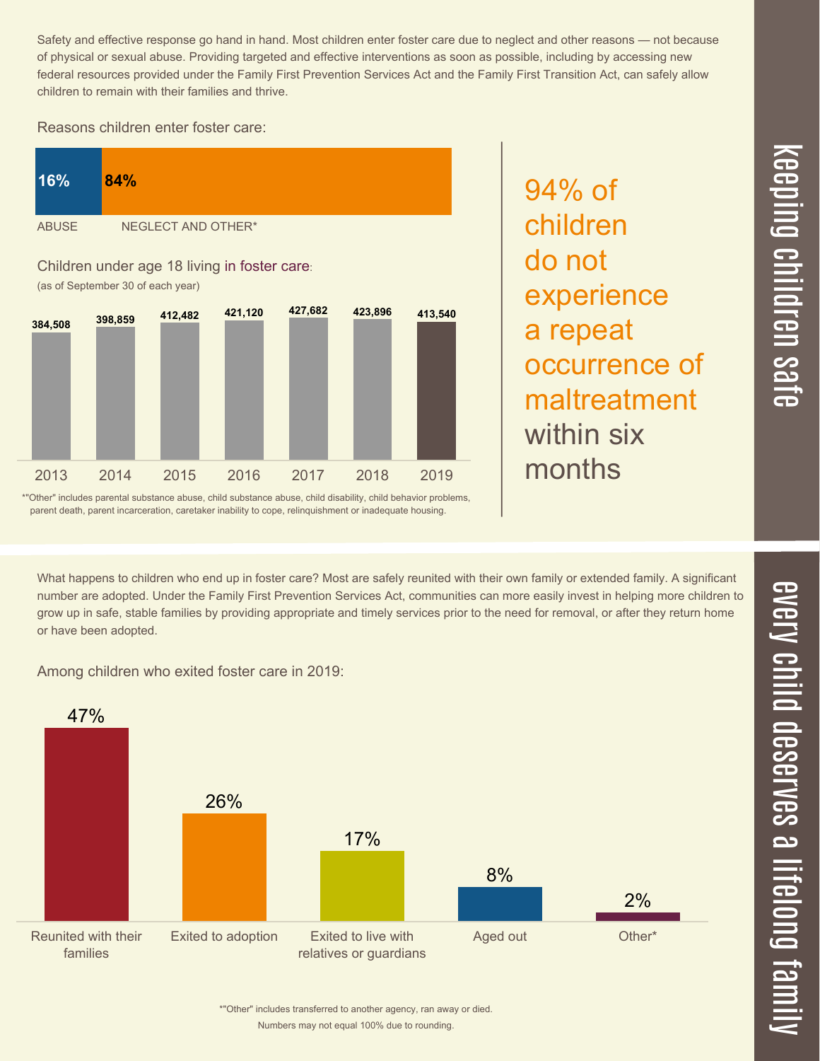## keeping children safe

Safety and effective response go hand in hand. Most children enter foster care due to neglect and other reasons — not because of physical or sexual abuse. Providing targeted and effective interventions as soon as possible, including by accessing new federal resources provided under the Family First Prevention Services Act and the Family First Transition Act, can safely allow children to remain with their families and thrive.

Reasons children enter foster care:

| ABUSE | NEGLECT AND OTHER* |
|---|---|
| 16% | 84% |

Children under age 18 living in foster care:
(as of September 30 of each year)

| 2013 | 2014 | 2015 | 2016 | 2017 | 2018 | 2019 |
|---|---|---|---|---|---|---|
| 384,508 | 398,859 | 412,482 | 421,120 | 427,682 | 423,896 | 413,540 |

*"Other" includes parental substance abuse, child substance abuse, child disability, child behavior problems, parent death, parent incarceration, caretaker inability to cope, relinquishment or inadequate housing.

94% of children do not experience a repeat occurrence of maltreatment within six months

## every child deserves a lifelong family

What happens to children who end up in foster care? Most are safely reunited with their own family or extended family. A significant number are adopted. Under the Family First Prevention Services Act, communities can more easily invest in helping more children to grow up in safe, stable families by providing appropriate and timely services prior to the need for removal, or after they return home or have been adopted.

Among children who exited foster care in 2019:

| Reunited with their families | Exited to adoption | Exited to live with relatives or guardians | Aged out | Other* |
|---|---|---|---|---|
| 47% | 26% | 17% | 8% | 2% |

*"Other" includes transferred to another agency, ran away or died.
Numbers may not equal 100% due to rounding.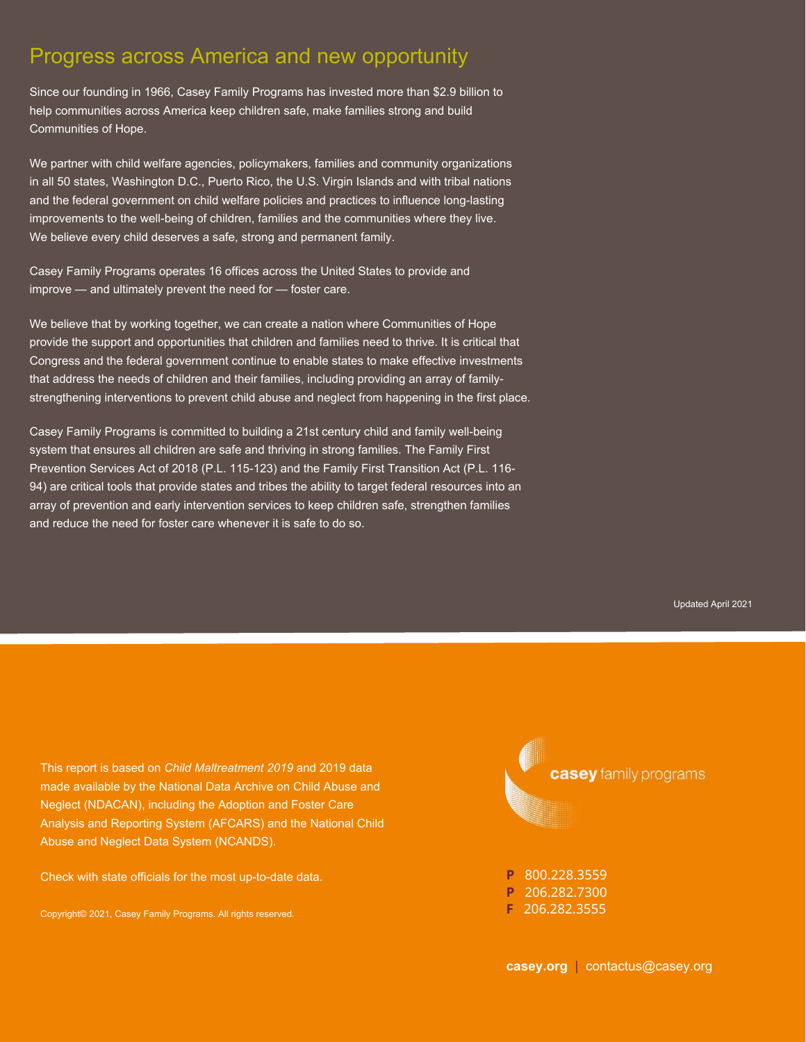# Progress across America and new opportunity

Since our founding in 1966, Casey Family Programs has invested more than $2.9 billion to help communities across America keep children safe, make families strong and build Communities of Hope.

We partner with child welfare agencies, policymakers, families and community organizations in all 50 states, Washington D.C., Puerto Rico, the U.S. Virgin Islands and with tribal nations and the federal government on child welfare policies and practices to influence long-lasting improvements to the well-being of children, families and the communities where they live. We believe every child deserves a safe, strong and permanent family.

Casey Family Programs operates 16 offices across the United States to provide and improve — and ultimately prevent the need for — foster care.

We believe that by working together, we can create a nation where Communities of Hope provide the support and opportunities that children and families need to thrive. It is critical that Congress and the federal government continue to enable states to make effective investments that address the needs of children and their families, including providing an array of family-strengthening interventions to prevent child abuse and neglect from happening in the first place.

Casey Family Programs is committed to building a 21st century child and family well-being system that ensures all children are safe and thriving in strong families. The Family First Prevention Services Act of 2018 (P.L. 115-123) and the Family First Transition Act (P.L. 116-94) are critical tools that provide states and tribes the ability to target federal resources into an array of prevention and early intervention services to keep children safe, strengthen families and reduce the need for foster care whenever it is safe to do so.

Updated April 2021

This report is based on *Child Maltreatment 2019* and 2019 data made available by the National Data Archive on Child Abuse and Neglect (NDACAN), including the Adoption and Foster Care Analysis and Reporting System (AFCARS) and the National Child Abuse and Neglect Data System (NCANDS).

Check with state officials for the most up-to-date data.

Copyright© 2021, Casey Family Programs. All rights reserved.

**casey** family programs

**P** 800.228.3559
**P** 206.282.7300
**F** 206.282.3555

**casey.org** | contactus@casey.org